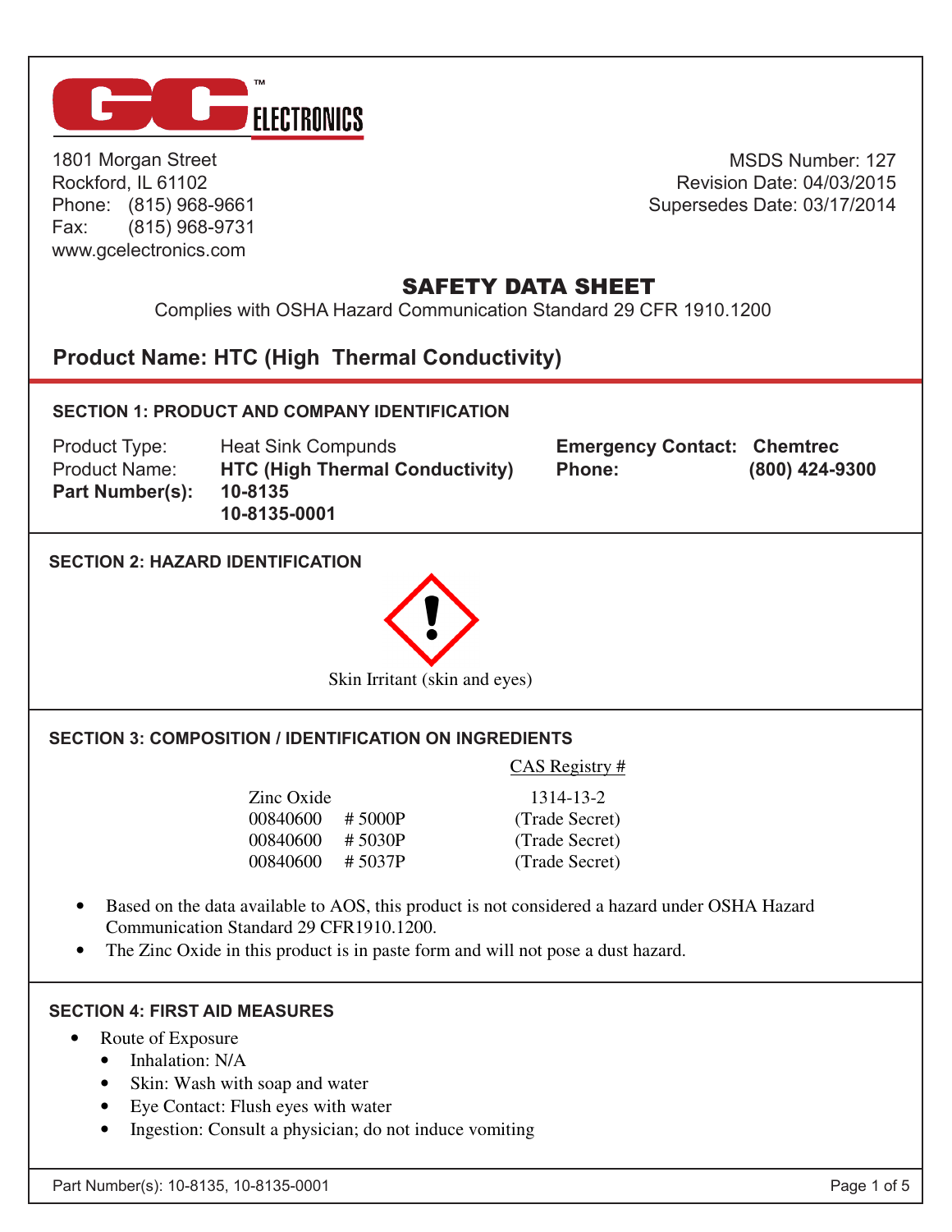GC ELECTRONICS™

1801 Morgan Street
Rockford, IL 61102
Phone: (815) 968-9661
Fax: (815) 968-9731
www.gcelectronics.com

MSDS Number: 127
Revision Date: 04/03/2015
Supersedes Date: 03/17/2014

# SAFETY DATA SHEET

Complies with OSHA Hazard Communication Standard 29 CFR 1910.1200

## Product Name: HTC (High Thermal Conductivity)

### SECTION 1: PRODUCT AND COMPANY IDENTIFICATION

| | | | |
|---|---|---|---|
| Product Type: | Heat Sink Compunds | **Emergency Contact:** | **Chemtrec** |
| Product Name: | **HTC (High Thermal Conductivity)** | **Phone:** | **(800) 424-9300** |
| **Part Number(s):** | **10-8135** | | |
| | **10-8135-0001** | | |

### SECTION 2: HAZARD IDENTIFICATION

Skin Irritant (skin and eyes)

### SECTION 3: COMPOSITION / IDENTIFICATION ON INGREDIENTS

| | CAS Registry # |
|---|---|
| Zinc Oxide | 1314-13-2 |
| 00840600 # 5000P | (Trade Secret) |
| 00840600 # 5030P | (Trade Secret) |
| 00840600 # 5037P | (Trade Secret) |

- Based on the data available to AOS, this product is not considered a hazard under OSHA Hazard Communication Standard 29 CFR1910.1200.
- The Zinc Oxide in this product is in paste form and will not pose a dust hazard.

### SECTION 4: FIRST AID MEASURES

- Route of Exposure
  - Inhalation: N/A
  - Skin: Wash with soap and water
  - Eye Contact: Flush eyes with water
  - Ingestion: Consult a physician; do not induce vomiting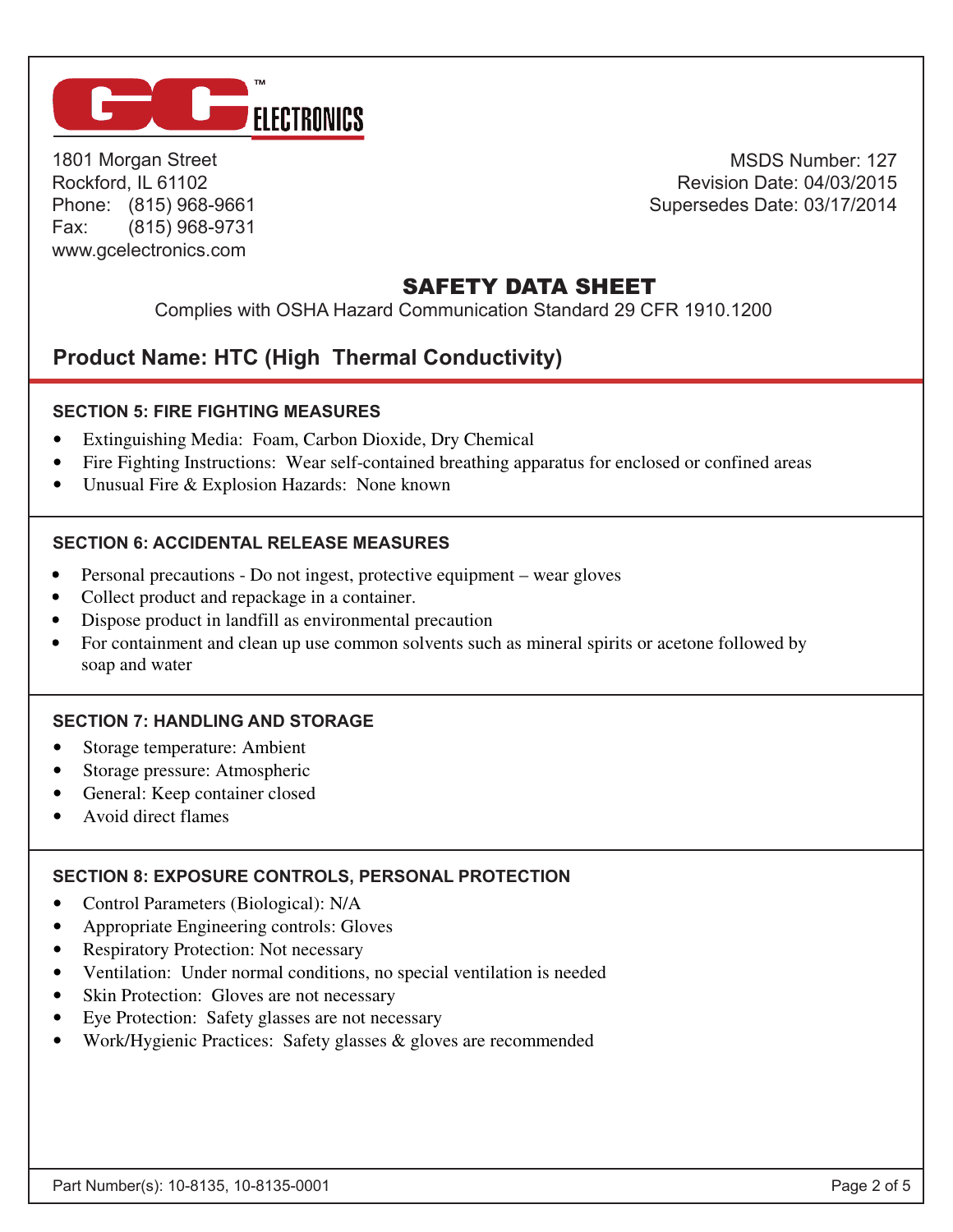GC ELECTRONICS™

1801 Morgan Street
Rockford, IL 61102
Phone: (815) 968-9661
Fax: (815) 968-9731
www.gcelectronics.com

MSDS Number: 127
Revision Date: 04/03/2015
Supersedes Date: 03/17/2014

# SAFETY DATA SHEET

Complies with OSHA Hazard Communication Standard 29 CFR 1910.1200

## Product Name: HTC (High Thermal Conductivity)

### SECTION 5: FIRE FIGHTING MEASURES

- Extinguishing Media: Foam, Carbon Dioxide, Dry Chemical
- Fire Fighting Instructions: Wear self-contained breathing apparatus for enclosed or confined areas
- Unusual Fire & Explosion Hazards: None known

### SECTION 6: ACCIDENTAL RELEASE MEASURES

- Personal precautions - Do not ingest, protective equipment – wear gloves
- Collect product and repackage in a container.
- Dispose product in landfill as environmental precaution
- For containment and clean up use common solvents such as mineral spirits or acetone followed by soap and water

### SECTION 7: HANDLING AND STORAGE

- Storage temperature: Ambient
- Storage pressure: Atmospheric
- General: Keep container closed
- Avoid direct flames

### SECTION 8: EXPOSURE CONTROLS, PERSONAL PROTECTION

- Control Parameters (Biological): N/A
- Appropriate Engineering controls: Gloves
- Respiratory Protection: Not necessary
- Ventilation: Under normal conditions, no special ventilation is needed
- Skin Protection: Gloves are not necessary
- Eye Protection: Safety glasses are not necessary
- Work/Hygienic Practices: Safety glasses & gloves are recommended

Part Number(s): 10-8135, 10-8135-0001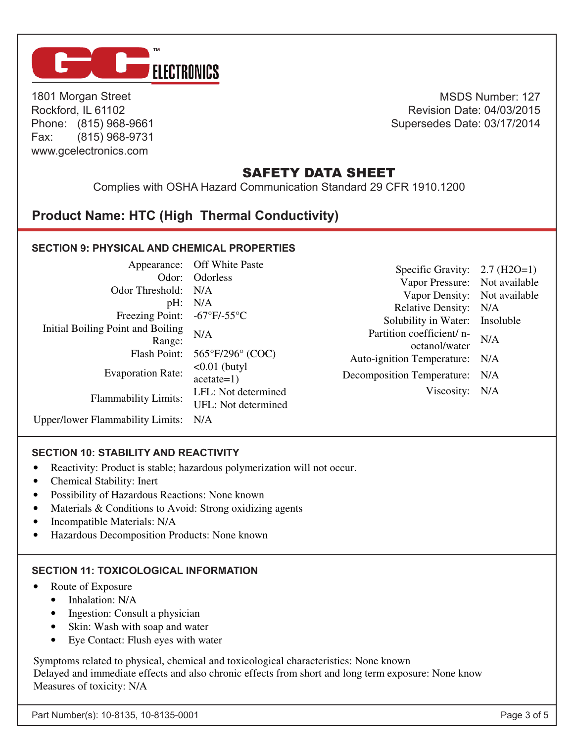GC ELECTRONICS

1801 Morgan Street
Rockford, IL 61102
Phone: (815) 968-9661
Fax: (815) 968-9731
www.gcelectronics.com

MSDS Number: 127
Revision Date: 04/03/2015
Supersedes Date: 03/17/2014

# SAFETY DATA SHEET

Complies with OSHA Hazard Communication Standard 29 CFR 1910.1200

## Product Name: HTC (High Thermal Conductivity)

### SECTION 9: PHYSICAL AND CHEMICAL PROPERTIES

| Property | Value |
|---|---|
| Appearance: | Off White Paste |
| Odor: | Odorless |
| Odor Threshold: | N/A |
| pH: | N/A |
| Freezing Point: | -67°F/-55°C |
| Initial Boiling Point and Boiling Range: | N/A |
| Flash Point: | 565°F/296° (COC) |
| Evaporation Rate: | <0.01 (butyl acetate=1) |
| Flammability Limits: | LFL: Not determined<br>UFL: Not determined |
| Upper/lower Flammability Limits: | N/A |
| Specific Gravity: | 2.7 ($H_2O$=1) |
| Vapor Pressure: | Not available |
| Vapor Density: | Not available |
| Relative Density: | N/A |
| Solubility in Water: | Insoluble |
| Partition coefficient/ n-octanol/water | N/A |
| Auto-ignition Temperature: | N/A |
| Decomposition Temperature: | N/A |
| Viscosity: | N/A |

### SECTION 10: STABILITY AND REACTIVITY

- Reactivity: Product is stable; hazardous polymerization will not occur.
- Chemical Stability: Inert
- Possibility of Hazardous Reactions: None known
- Materials & Conditions to Avoid: Strong oxidizing agents
- Incompatible Materials: N/A
- Hazardous Decomposition Products: None known

### SECTION 11: TOXICOLOGICAL INFORMATION

- Route of Exposure
  - Inhalation: N/A
  - Ingestion: Consult a physician
  - Skin: Wash with soap and water
  - Eye Contact: Flush eyes with water

Symptoms related to physical, chemical and toxicological characteristics: None known
Delayed and immediate effects and also chronic effects from short and long term exposure: None know
Measures of toxicity: N/A

Part Number(s): 10-8135, 10-8135-0001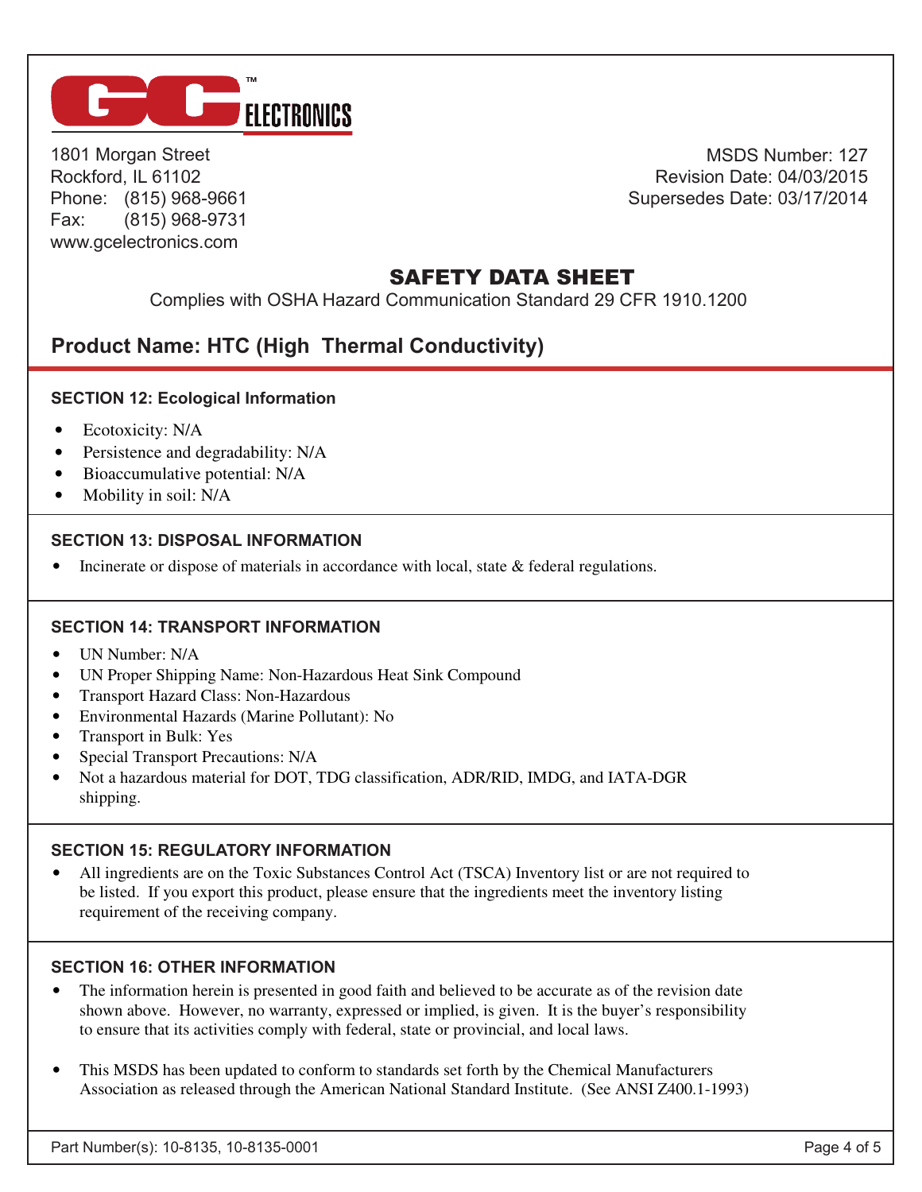GC ELECTRONICS

1801 Morgan Street
Rockford, IL 61102
Phone: (815) 968-9661
Fax: (815) 968-9731
www.gcelectronics.com

MSDS Number: 127
Revision Date: 04/03/2015
Supersedes Date: 03/17/2014

# SAFETY DATA SHEET

Complies with OSHA Hazard Communication Standard 29 CFR 1910.1200

## Product Name: HTC (High Thermal Conductivity)

### SECTION 12: Ecological Information

- Ecotoxicity: N/A
- Persistence and degradability: N/A
- Bioaccumulative potential: N/A
- Mobility in soil: N/A

### SECTION 13: DISPOSAL INFORMATION

- Incinerate or dispose of materials in accordance with local, state & federal regulations.

### SECTION 14: TRANSPORT INFORMATION

- UN Number: N/A
- UN Proper Shipping Name: Non-Hazardous Heat Sink Compound
- Transport Hazard Class: Non-Hazardous
- Environmental Hazards (Marine Pollutant): No
- Transport in Bulk: Yes
- Special Transport Precautions: N/A
- Not a hazardous material for DOT, TDG classification, ADR/RID, IMDG, and IATA-DGR shipping.

### SECTION 15: REGULATORY INFORMATION

- All ingredients are on the Toxic Substances Control Act (TSCA) Inventory list or are not required to be listed. If you export this product, please ensure that the ingredients meet the inventory listing requirement of the receiving company.

### SECTION 16: OTHER INFORMATION

- The information herein is presented in good faith and believed to be accurate as of the revision date shown above. However, no warranty, expressed or implied, is given. It is the buyer's responsibility to ensure that its activities comply with federal, state or provincial, and local laws.

- This MSDS has been updated to conform to standards set forth by the Chemical Manufacturers Association as released through the American National Standard Institute. (See ANSI Z400.1-1993)

Part Number(s): 10-8135, 10-8135-0001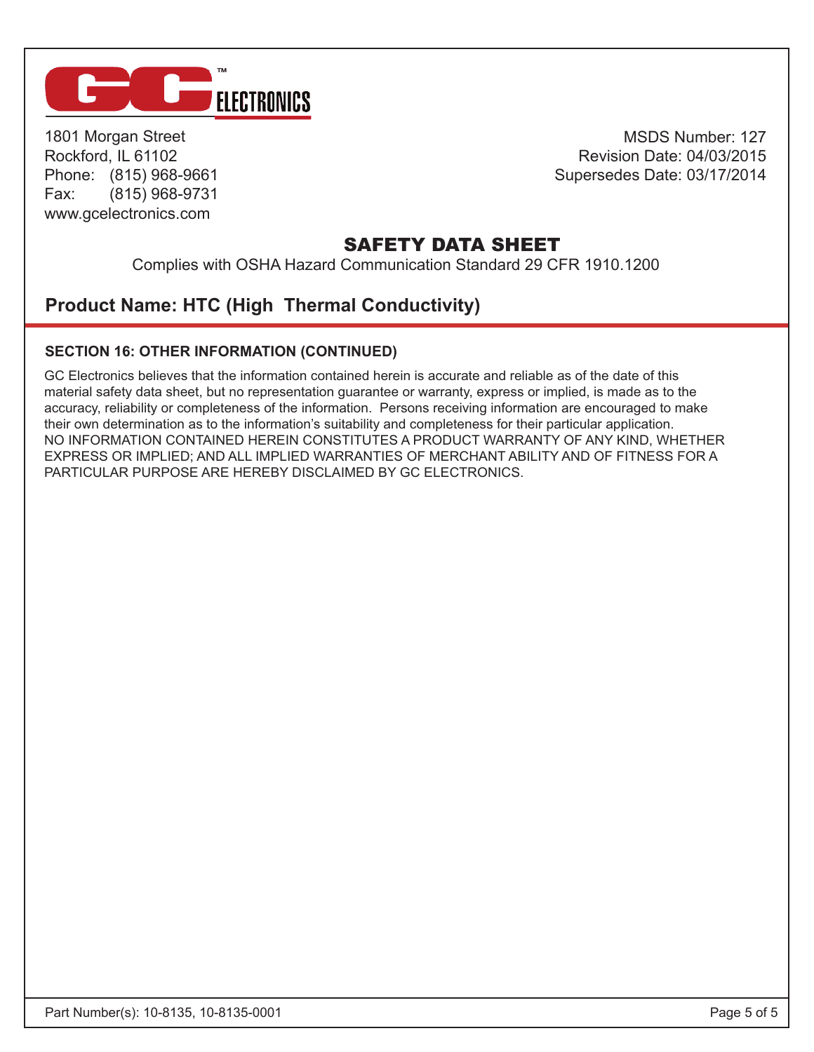# SAFETY DATA SHEET

Complies with OSHA Hazard Communication Standard 29 CFR 1910.1200

## Product Name: HTC (High Thermal Conductivity)

### SECTION 16: OTHER INFORMATION (CONTINUED)

GC Electronics believes that the information contained herein is accurate and reliable as of the date of this material safety data sheet, but no representation guarantee or warranty, express or implied, is made as to the accuracy, reliability or completeness of the information. Persons receiving information are encouraged to make their own determination as to the information's suitability and completeness for their particular application. NO INFORMATION CONTAINED HEREIN CONSTITUTES A PRODUCT WARRANTY OF ANY KIND, WHETHER EXPRESS OR IMPLIED; AND ALL IMPLIED WARRANTIES OF MERCHANT ABILITY AND OF FITNESS FOR A PARTICULAR PURPOSE ARE HEREBY DISCLAIMED BY GC ELECTRONICS.